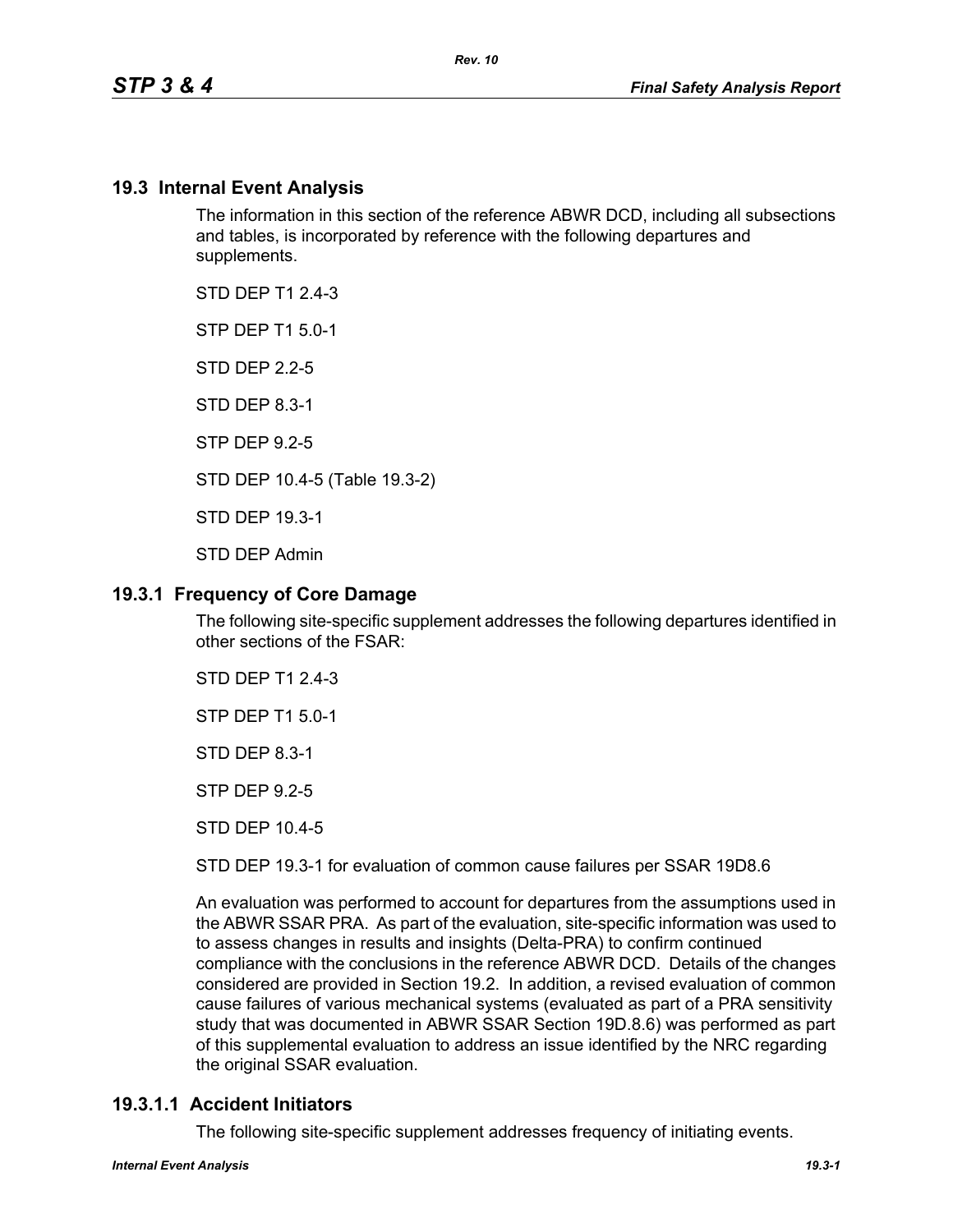## 19.3 Internal Event Analysis

The information in this section of the reference ABWR DCD, including all subsections and tables, is incorporated by reference with the following departures and supplements.

STD DEP T1 2.4-3

STP DEP T1 5.0-1

STD DEP 2.2-5

STD DEP 8.3-1

STP DEP 9.2-5

STD DEP 10.4-5 (Table 19.3-2)

STD DEP 19.3-1

STD DEP Admin

## 19.3.1 Frequency of Core Damage

The following site-specific supplement addresses the following departures identified in other sections of the FSAR:

STD DEP T1 2.4-3

STP DEP T1 5.0-1

STD DEP 8.3-1

STP DEP 9.2-5

STD DEP 10.4-5

STD DEP 19.3-1 for evaluation of common cause failures per SSAR 19D8.6

An evaluation was performed to account for departures from the assumptions used in the ABWR SSAR PRA. As part of the evaluation, site-specific information was used to to assess changes in results and insights (Delta-PRA) to confirm continued compliance with the conclusions in the reference ABWR DCD. Details of the changes considered are provided in Section 19.2. In addition, a revised evaluation of common cause failures of various mechanical systems (evaluated as part of a PRA sensitivity study that was documented in ABWR SSAR Section 19D.8.6) was performed as part of this supplemental evaluation to address an issue identified by the NRC regarding the original SSAR evaluation.

### 19.3.1.1 Accident Initiators

The following site-specific supplement addresses frequency of initiating events.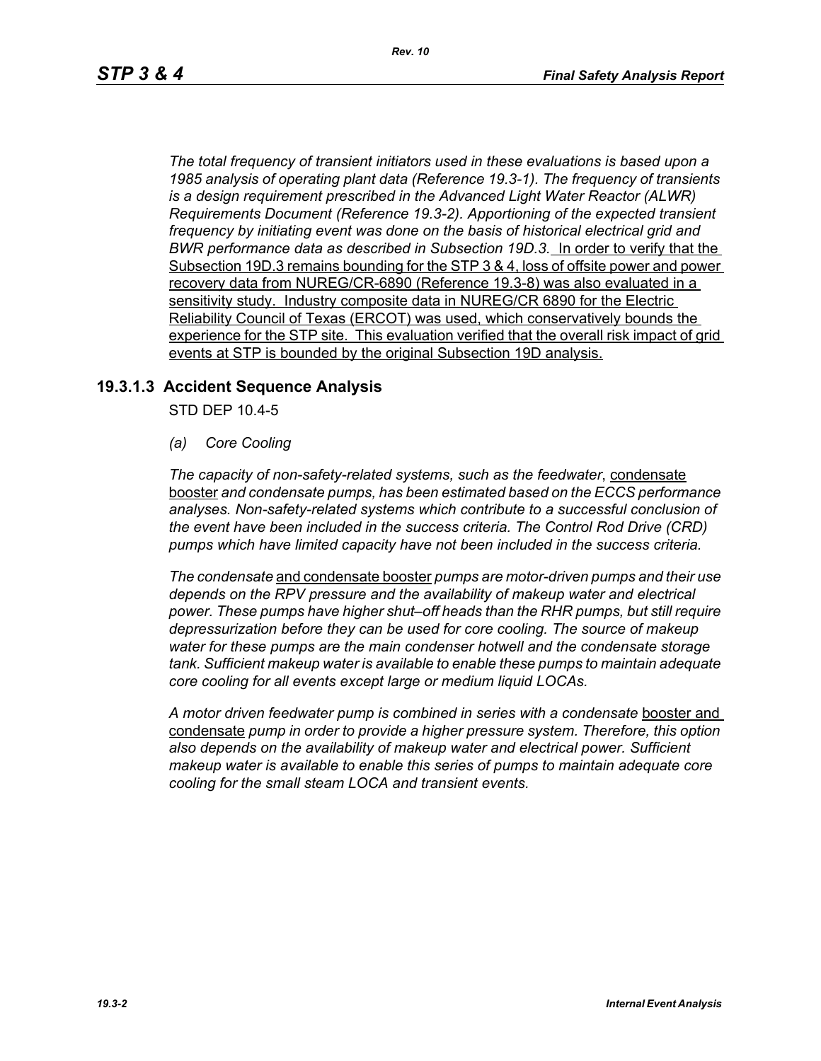*The total frequency of transient initiators used in these evaluations is based upon a 1985 analysis of operating plant data (Reference 19.3-1). The frequency of transients is a design requirement prescribed in the Advanced Light Water Reactor (ALWR) Requirements Document (Reference 19.3-2). Apportioning of the expected transient frequency by initiating event was done on the basis of historical electrical grid and BWR performance data as described in Subsection 19D.3.* In order to verify that the Subsection 19D.3 remains bounding for the STP 3 & 4, loss of offsite power and power recovery data from NUREG/CR-6890 (Reference 19.3-8) was also evaluated in a sensitivity study. Industry composite data in NUREG/CR 6890 for the Electric Reliability Council of Texas (ERCOT) was used, which conservatively bounds the experience for the STP site. This evaluation verified that the overall risk impact of grid events at STP is bounded by the original Subsection 19D analysis.

### 19.3.1.3 Accident Sequence Analysis

STD DEP 10.4-5

*(a) Core Cooling*

*The capacity of non-safety-related systems, such as the feedwater*, condensate booster *and condensate pumps, has been estimated based on the ECCS performance analyses. Non-safety-related systems which contribute to a successful conclusion of the event have been included in the success criteria. The Control Rod Drive (CRD) pumps which have limited capacity have not been included in the success criteria.*

*The condensate* and condensate booster *pumps are motor-driven pumps and their use depends on the RPV pressure and the availability of makeup water and electrical power. These pumps have higher shut–off heads than the RHR pumps, but still require depressurization before they can be used for core cooling. The source of makeup water for these pumps are the main condenser hotwell and the condensate storage tank. Sufficient makeup water is available to enable these pumps to maintain adequate core cooling for all events except large or medium liquid LOCAs.*

*A motor driven feedwater pump is combined in series with a condensate* booster and condensate *pump in order to provide a higher pressure system. Therefore, this option also depends on the availability of makeup water and electrical power. Sufficient makeup water is available to enable this series of pumps to maintain adequate core cooling for the small steam LOCA and transient events.*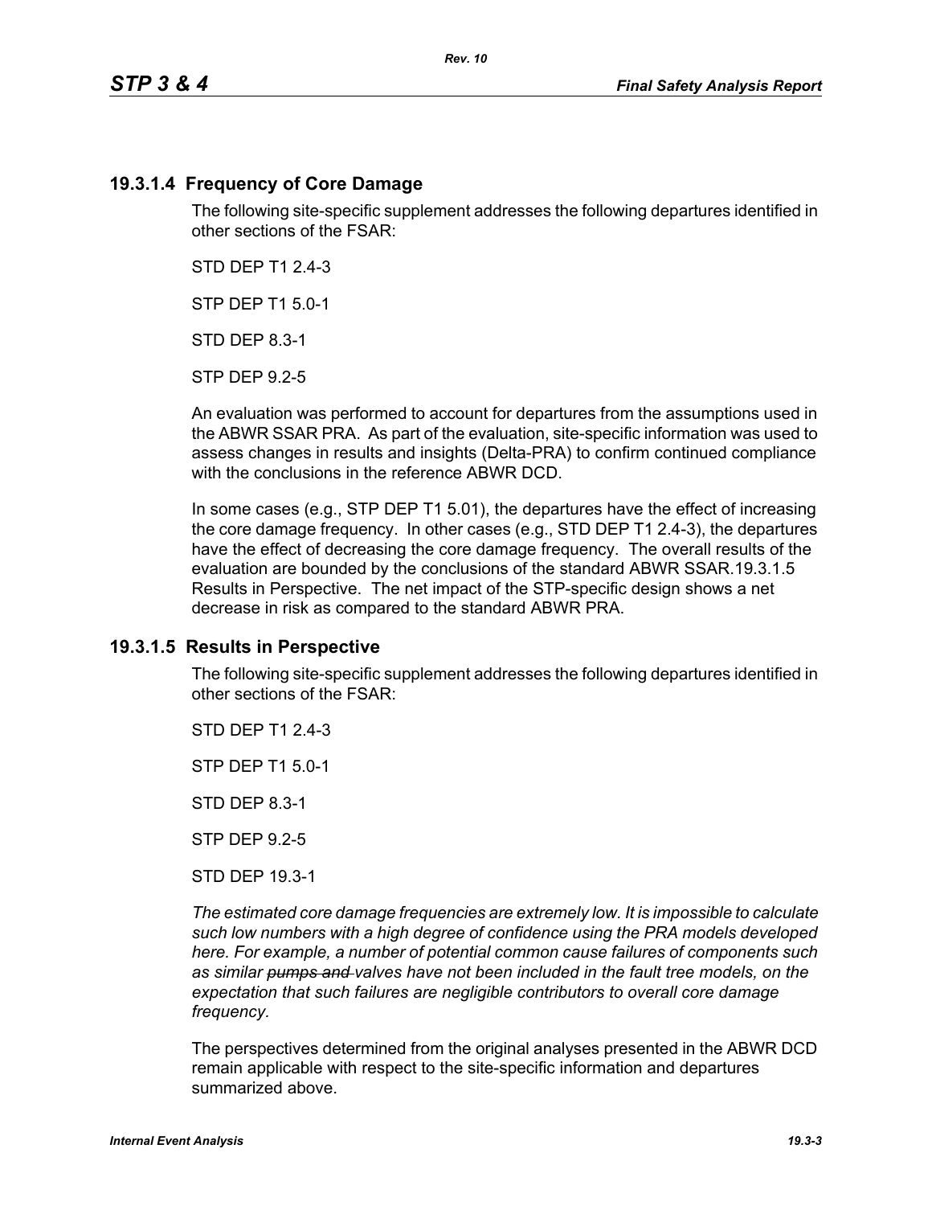### 19.3.1.4 Frequency of Core Damage

The following site-specific supplement addresses the following departures identified in other sections of the FSAR:

STD DEP T1 2.4-3

STP DEP T1 5.0-1

STD DEP 8.3-1

STP DEP 9.2-5

An evaluation was performed to account for departures from the assumptions used in the ABWR SSAR PRA. As part of the evaluation, site-specific information was used to assess changes in results and insights (Delta-PRA) to confirm continued compliance with the conclusions in the reference ABWR DCD.

In some cases (e.g., STP DEP T1 5.01), the departures have the effect of increasing the core damage frequency. In other cases (e.g., STD DEP T1 2.4-3), the departures have the effect of decreasing the core damage frequency. The overall results of the evaluation are bounded by the conclusions of the standard ABWR SSAR.19.3.1.5 Results in Perspective. The net impact of the STP-specific design shows a net decrease in risk as compared to the standard ABWR PRA.

### 19.3.1.5 Results in Perspective

The following site-specific supplement addresses the following departures identified in other sections of the FSAR:

STD DEP T1 2.4-3

STP DEP T1 5.0-1

STD DEP 8.3-1

STP DEP 9.2-5

STD DEP 19.3-1

*The estimated core damage frequencies are extremely low. It is impossible to calculate such low numbers with a high degree of confidence using the PRA models developed here. For example, a number of potential common cause failures of components such as similar ~~pumps and~~ valves have not been included in the fault tree models, on the expectation that such failures are negligible contributors to overall core damage frequency.*

The perspectives determined from the original analyses presented in the ABWR DCD remain applicable with respect to the site-specific information and departures summarized above.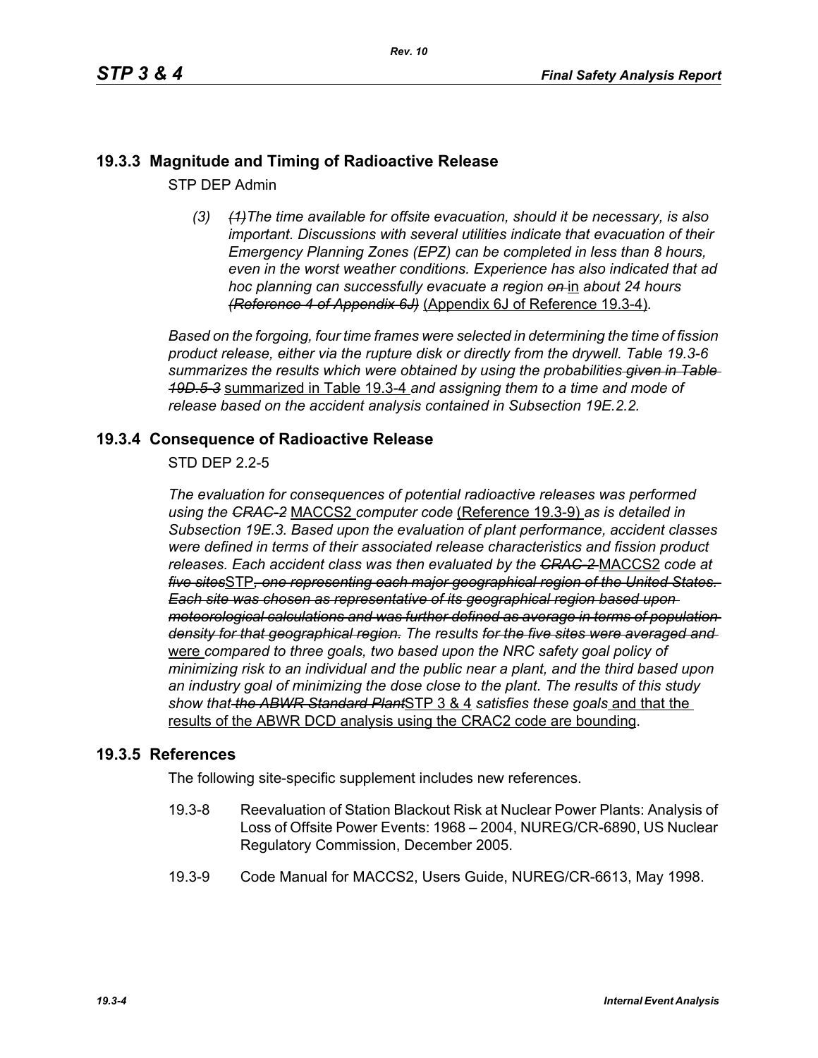## 19.3.3 Magnitude and Timing of Radioactive Release

STP DEP Admin

*(3)* ~~*(1)*~~*The time available for offsite evacuation, should it be necessary, is also important. Discussions with several utilities indicate that evacuation of their Emergency Planning Zones (EPZ) can be completed in less than 8 hours, even in the worst weather conditions. Experience has also indicated that ad hoc planning can successfully evacuate a region* ~~*on*~~ in *about 24 hours* ~~*(Reference 4 of Appendix 6J)*~~ (Appendix 6J of Reference 19.3-4)*.*

*Based on the forgoing, four time frames were selected in determining the time of fission product release, either via the rupture disk or directly from the drywell. Table 19.3-6 summarizes the results which were obtained by using the probabilities* ~~*given in Table 19D.5-3*~~ summarized in Table 19.3-4 *and assigning them to a time and mode of release based on the accident analysis contained in Subsection 19E.2.2.*

## 19.3.4 Consequence of Radioactive Release

STD DEP 2.2-5

*The evaluation for consequences of potential radioactive releases was performed using the* ~~*CRAC-2*~~ MACCS2 *computer code* (Reference 19.3-9) *as is detailed in Subsection 19E.3. Based upon the evaluation of plant performance, accident classes were defined in terms of their associated release characteristics and fission product releases. Each accident class was then evaluated by the* ~~*CRAC-2*~~ MACCS2 *code at* ~~*five sites*~~STP~~*, one representing each major geographical region of the United States. Each site was chosen as representative of its geographical region based upon meteorological calculations and was further defined as average in terms of population density for that geographical region.*~~ *The results* ~~*for the five sites were averaged and*~~ were *compared to three goals, two based upon the NRC safety goal policy of minimizing risk to an individual and the public near a plant, and the third based upon an industry goal of minimizing the dose close to the plant. The results of this study show that* ~~*the ABWR Standard Plant*~~STP 3 & 4 *satisfies these goals* and that the results of the ABWR DCD analysis using the CRAC2 code are bounding.

## 19.3.5 References

The following site-specific supplement includes new references.

19.3-8 Reevaluation of Station Blackout Risk at Nuclear Power Plants: Analysis of Loss of Offsite Power Events: 1968 – 2004, NUREG/CR-6890, US Nuclear Regulatory Commission, December 2005.

19.3-9 Code Manual for MACCS2, Users Guide, NUREG/CR-6613, May 1998.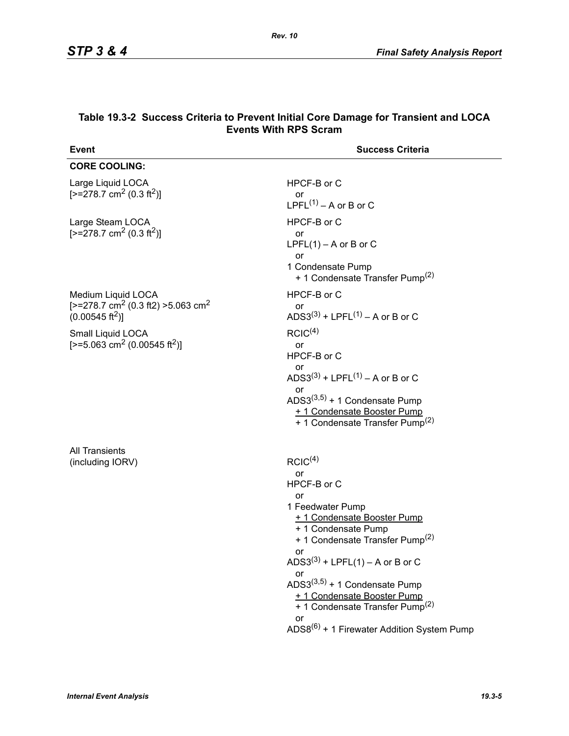### Table 19.3-2 Success Criteria to Prevent Initial Core Damage for Transient and LOCA Events With RPS Scram

| Event | Success Criteria |
|---|---|
| **CORE COOLING:** | |
| Large Liquid LOCA [>=278.7 $cm^2$ (0.3 $ft^2$)] | HPCF-B or C<br>or<br>LPFL[(1)] – A or B or C |
| Large Steam LOCA [>=278.7 $cm^2$ (0.3 $ft^2$)] | HPCF-B or C<br>or<br>LPFL(1) – A or B or C<br>or<br>1 Condensate Pump<br>+ 1 Condensate Transfer Pump[(2)] |
| Medium Liquid LOCA [>=278.7 $cm^2$ (0.3 ft2) >5.063 $cm^2$ (0.00545 $ft^2$)] | HPCF-B or C<br>or<br>ADS3[(3)] + LPFL[(1)] – A or B or C |
| Small Liquid LOCA [>=5.063 $cm^2$ (0.00545 $ft^2$)] | RCIC[(4)]<br>or<br>HPCF-B or C<br>or<br>ADS3[(3)] + LPFL[(1)] – A or B or C<br>or<br>ADS3[(3,5)] + 1 Condensate Pump<br>+ 1 Condensate Booster Pump<br>+ 1 Condensate Transfer Pump[(2)] |
| All Transients (including IORV) | RCIC[(4)]<br>or<br>HPCF-B or C<br>or<br>1 Feedwater Pump<br>+ 1 Condensate Booster Pump<br>+ 1 Condensate Pump<br>+ 1 Condensate Transfer Pump[(2)]<br>or<br>ADS3[(3)] + LPFL(1) – A or B or C<br>or<br>ADS3[(3,5)] + 1 Condensate Pump<br>+ 1 Condensate Booster Pump<br>+ 1 Condensate Transfer Pump[(2)]<br>or<br>ADS8[(6)] + 1 Firewater Addition System Pump |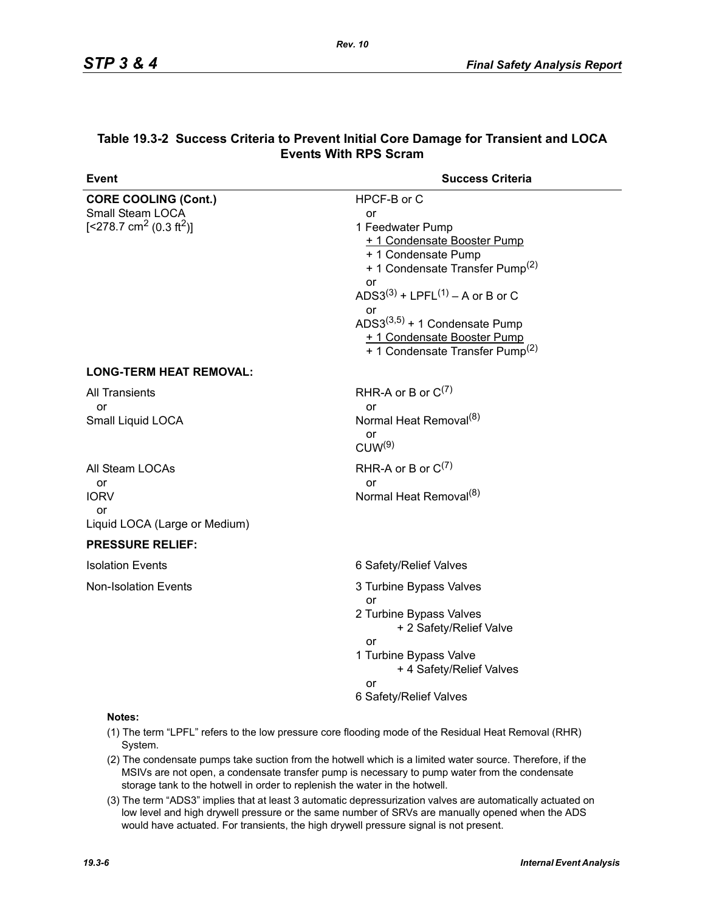## Table 19.3-2 Success Criteria to Prevent Initial Core Damage for Transient and LOCA Events With RPS Scram

| Event | Success Criteria |
|---|---|
| **CORE COOLING (Cont.)**<br>Small Steam LOCA<br>[<278.7 $cm^2$ (0.3 $ft^2$)] | HPCF-B or C<br>or<br>1 Feedwater Pump<br>+ 1 Condensate Booster Pump<br>+ 1 Condensate Pump<br>+ 1 Condensate Transfer Pump(2)<br>or<br>ADS3(3) + LPFL(1) – A or B or C<br>or<br>ADS3(3,5) + 1 Condensate Pump<br>+ 1 Condensate Booster Pump<br>+ 1 Condensate Transfer Pump(2) |
| **LONG-TERM HEAT REMOVAL:** | |
| All Transients<br>or<br>Small Liquid LOCA | RHR-A or B or C(7)<br>or<br>Normal Heat Removal(8)<br>or<br>CUW(9) |
| All Steam LOCAs<br>or<br>IORV<br>or<br>Liquid LOCA (Large or Medium) | RHR-A or B or C(7)<br>or<br>Normal Heat Removal(8) |
| **PRESSURE RELIEF:** | |
| Isolation Events | 6 Safety/Relief Valves |
| Non-Isolation Events | 3 Turbine Bypass Valves<br>or<br>2 Turbine Bypass Valves<br>+ 2 Safety/Relief Valve<br>or<br>1 Turbine Bypass Valve<br>+ 4 Safety/Relief Valves<br>or<br>6 Safety/Relief Valves |

**Notes:**

(1) The term "LPFL" refers to the low pressure core flooding mode of the Residual Heat Removal (RHR) System.

(2) The condensate pumps take suction from the hotwell which is a limited water source. Therefore, if the MSIVs are not open, a condensate transfer pump is necessary to pump water from the condensate storage tank to the hotwell in order to replenish the water in the hotwell.

(3) The term "ADS3" implies that at least 3 automatic depressurization valves are automatically actuated on low level and high drywell pressure or the same number of SRVs are manually opened when the ADS would have actuated. For transients, the high drywell pressure signal is not present.